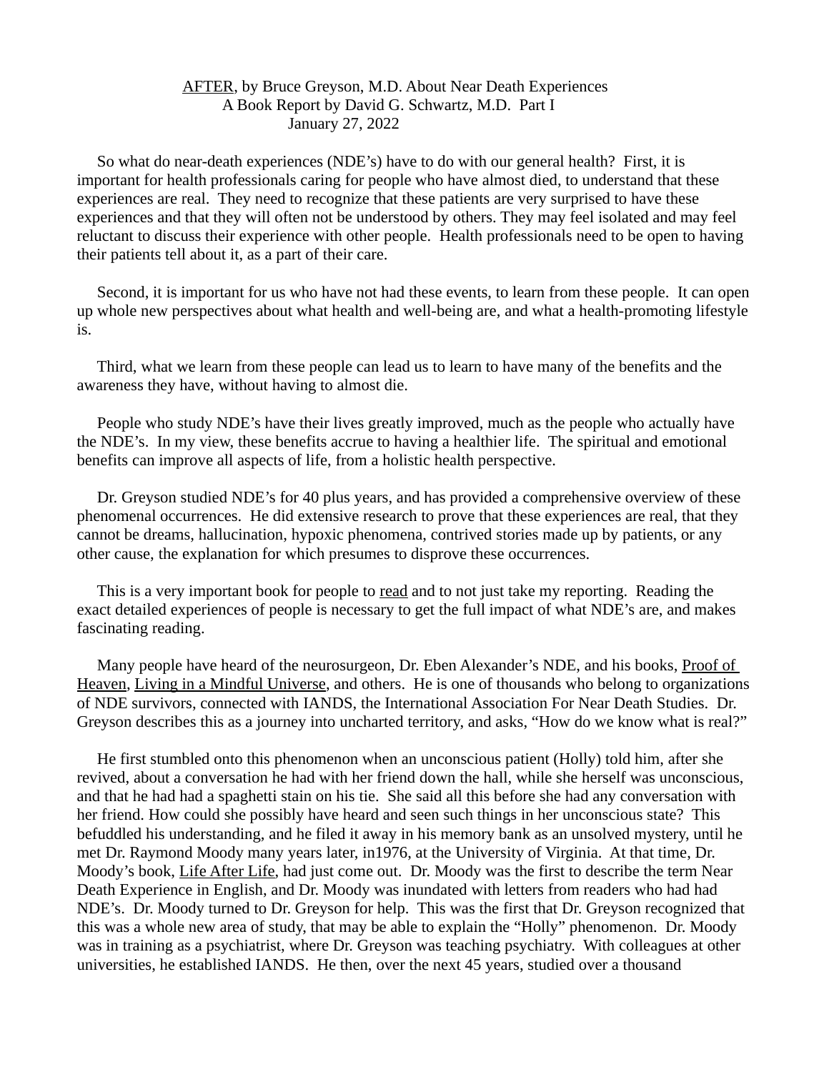<u>AFTER</u>, by Bruce Greyson, M.D. About Near Death Experiences
A Book Report by David G. Schwartz, M.D. Part I
January 27, 2022

So what do near-death experiences (NDE's) have to do with our general health? First, it is important for health professionals caring for people who have almost died, to understand that these experiences are real. They need to recognize that these patients are very surprised to have these experiences and that they will often not be understood by others. They may feel isolated and may feel reluctant to discuss their experience with other people. Health professionals need to be open to having their patients tell about it, as a part of their care.

Second, it is important for us who have not had these events, to learn from these people. It can open up whole new perspectives about what health and well-being are, and what a health-promoting lifestyle is.

Third, what we learn from these people can lead us to learn to have many of the benefits and the awareness they have, without having to almost die.

People who study NDE's have their lives greatly improved, much as the people who actually have the NDE's. In my view, these benefits accrue to having a healthier life. The spiritual and emotional benefits can improve all aspects of life, from a holistic health perspective.

Dr. Greyson studied NDE's for 40 plus years, and has provided a comprehensive overview of these phenomenal occurrences. He did extensive research to prove that these experiences are real, that they cannot be dreams, hallucination, hypoxic phenomena, contrived stories made up by patients, or any other cause, the explanation for which presumes to disprove these occurrences.

This is a very important book for people to <u>read</u> and to not just take my reporting. Reading the exact detailed experiences of people is necessary to get the full impact of what NDE's are, and makes fascinating reading.

Many people have heard of the neurosurgeon, Dr. Eben Alexander's NDE, and his books, <u>Proof of Heaven</u>, <u>Living in a Mindful Universe</u>, and others. He is one of thousands who belong to organizations of NDE survivors, connected with IANDS, the International Association For Near Death Studies. Dr. Greyson describes this as a journey into uncharted territory, and asks, "How do we know what is real?"

He first stumbled onto this phenomenon when an unconscious patient (Holly) told him, after she revived, about a conversation he had with her friend down the hall, while she herself was unconscious, and that he had had a spaghetti stain on his tie. She said all this before she had any conversation with her friend. How could she possibly have heard and seen such things in her unconscious state? This befuddled his understanding, and he filed it away in his memory bank as an unsolved mystery, until he met Dr. Raymond Moody many years later, in1976, at the University of Virginia. At that time, Dr. Moody's book, <u>Life After Life</u>, had just come out. Dr. Moody was the first to describe the term Near Death Experience in English, and Dr. Moody was inundated with letters from readers who had had NDE's. Dr. Moody turned to Dr. Greyson for help. This was the first that Dr. Greyson recognized that this was a whole new area of study, that may be able to explain the "Holly" phenomenon. Dr. Moody was in training as a psychiatrist, where Dr. Greyson was teaching psychiatry. With colleagues at other universities, he established IANDS. He then, over the next 45 years, studied over a thousand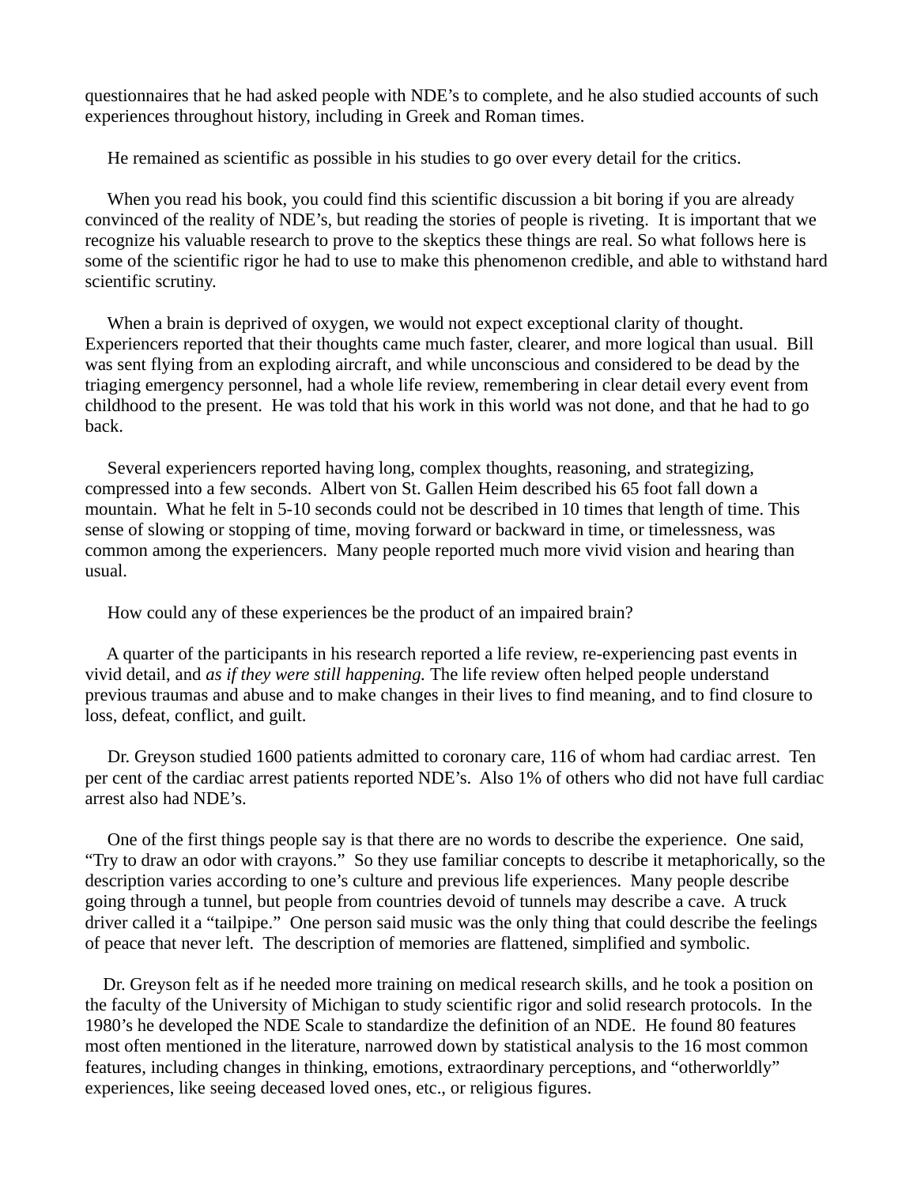questionnaires that he had asked people with NDE's to complete, and he also studied accounts of such experiences throughout history, including in Greek and Roman times.

He remained as scientific as possible in his studies to go over every detail for the critics.

When you read his book, you could find this scientific discussion a bit boring if you are already convinced of the reality of NDE's, but reading the stories of people is riveting. It is important that we recognize his valuable research to prove to the skeptics these things are real. So what follows here is some of the scientific rigor he had to use to make this phenomenon credible, and able to withstand hard scientific scrutiny.

When a brain is deprived of oxygen, we would not expect exceptional clarity of thought. Experiencers reported that their thoughts came much faster, clearer, and more logical than usual. Bill was sent flying from an exploding aircraft, and while unconscious and considered to be dead by the triaging emergency personnel, had a whole life review, remembering in clear detail every event from childhood to the present. He was told that his work in this world was not done, and that he had to go back.

Several experiencers reported having long, complex thoughts, reasoning, and strategizing, compressed into a few seconds. Albert von St. Gallen Heim described his 65 foot fall down a mountain. What he felt in 5-10 seconds could not be described in 10 times that length of time. This sense of slowing or stopping of time, moving forward or backward in time, or timelessness, was common among the experiencers. Many people reported much more vivid vision and hearing than usual.

How could any of these experiences be the product of an impaired brain?

A quarter of the participants in his research reported a life review, re-experiencing past events in vivid detail, and *as if they were still happening.* The life review often helped people understand previous traumas and abuse and to make changes in their lives to find meaning, and to find closure to loss, defeat, conflict, and guilt.

Dr. Greyson studied 1600 patients admitted to coronary care, 116 of whom had cardiac arrest. Ten per cent of the cardiac arrest patients reported NDE's. Also 1% of others who did not have full cardiac arrest also had NDE's.

One of the first things people say is that there are no words to describe the experience. One said, "Try to draw an odor with crayons." So they use familiar concepts to describe it metaphorically, so the description varies according to one's culture and previous life experiences. Many people describe going through a tunnel, but people from countries devoid of tunnels may describe a cave. A truck driver called it a "tailpipe." One person said music was the only thing that could describe the feelings of peace that never left. The description of memories are flattened, simplified and symbolic.

Dr. Greyson felt as if he needed more training on medical research skills, and he took a position on the faculty of the University of Michigan to study scientific rigor and solid research protocols. In the 1980's he developed the NDE Scale to standardize the definition of an NDE. He found 80 features most often mentioned in the literature, narrowed down by statistical analysis to the 16 most common features, including changes in thinking, emotions, extraordinary perceptions, and "otherworldly" experiences, like seeing deceased loved ones, etc., or religious figures.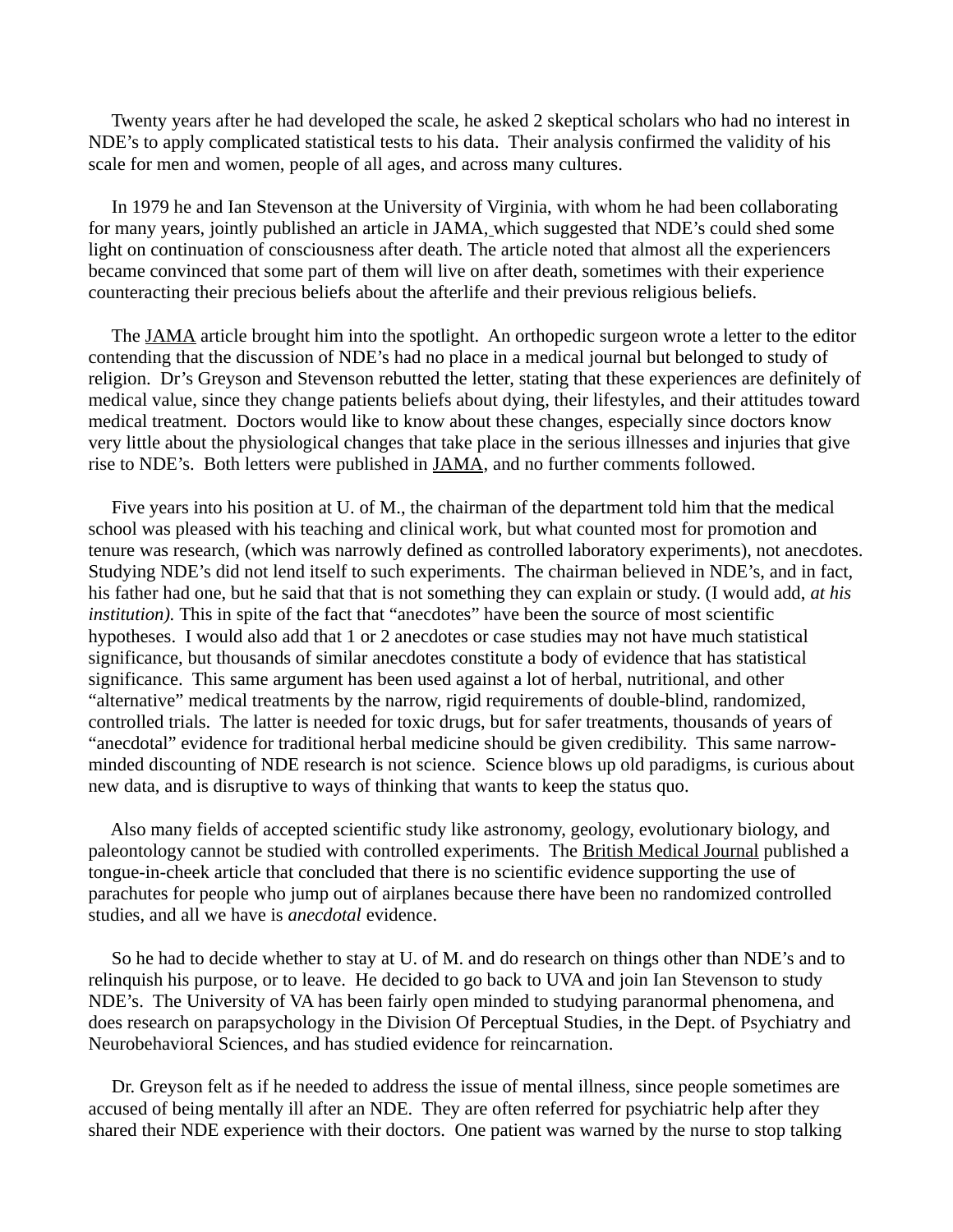Twenty years after he had developed the scale, he asked 2 skeptical scholars who had no interest in NDE's to apply complicated statistical tests to his data. Their analysis confirmed the validity of his scale for men and women, people of all ages, and across many cultures.

In 1979 he and Ian Stevenson at the University of Virginia, with whom he had been collaborating for many years, jointly published an article in JAMA, which suggested that NDE's could shed some light on continuation of consciousness after death. The article noted that almost all the experiencers became convinced that some part of them will live on after death, sometimes with their experience counteracting their precious beliefs about the afterlife and their previous religious beliefs.

The JAMA article brought him into the spotlight. An orthopedic surgeon wrote a letter to the editor contending that the discussion of NDE's had no place in a medical journal but belonged to study of religion. Dr's Greyson and Stevenson rebutted the letter, stating that these experiences are definitely of medical value, since they change patients beliefs about dying, their lifestyles, and their attitudes toward medical treatment. Doctors would like to know about these changes, especially since doctors know very little about the physiological changes that take place in the serious illnesses and injuries that give rise to NDE's. Both letters were published in JAMA, and no further comments followed.

Five years into his position at U. of M., the chairman of the department told him that the medical school was pleased with his teaching and clinical work, but what counted most for promotion and tenure was research, (which was narrowly defined as controlled laboratory experiments), not anecdotes. Studying NDE's did not lend itself to such experiments. The chairman believed in NDE's, and in fact, his father had one, but he said that that is not something they can explain or study. (I would add, *at his institution).* This in spite of the fact that "anecdotes" have been the source of most scientific hypotheses. I would also add that 1 or 2 anecdotes or case studies may not have much statistical significance, but thousands of similar anecdotes constitute a body of evidence that has statistical significance. This same argument has been used against a lot of herbal, nutritional, and other "alternative" medical treatments by the narrow, rigid requirements of double-blind, randomized, controlled trials. The latter is needed for toxic drugs, but for safer treatments, thousands of years of "anecdotal" evidence for traditional herbal medicine should be given credibility. This same narrow-minded discounting of NDE research is not science. Science blows up old paradigms, is curious about new data, and is disruptive to ways of thinking that wants to keep the status quo.

Also many fields of accepted scientific study like astronomy, geology, evolutionary biology, and paleontology cannot be studied with controlled experiments. The British Medical Journal published a tongue-in-cheek article that concluded that there is no scientific evidence supporting the use of parachutes for people who jump out of airplanes because there have been no randomized controlled studies, and all we have is *anecdotal* evidence.

So he had to decide whether to stay at U. of M. and do research on things other than NDE's and to relinquish his purpose, or to leave. He decided to go back to UVA and join Ian Stevenson to study NDE's. The University of VA has been fairly open minded to studying paranormal phenomena, and does research on parapsychology in the Division Of Perceptual Studies, in the Dept. of Psychiatry and Neurobehavioral Sciences, and has studied evidence for reincarnation.

Dr. Greyson felt as if he needed to address the issue of mental illness, since people sometimes are accused of being mentally ill after an NDE. They are often referred for psychiatric help after they shared their NDE experience with their doctors. One patient was warned by the nurse to stop talking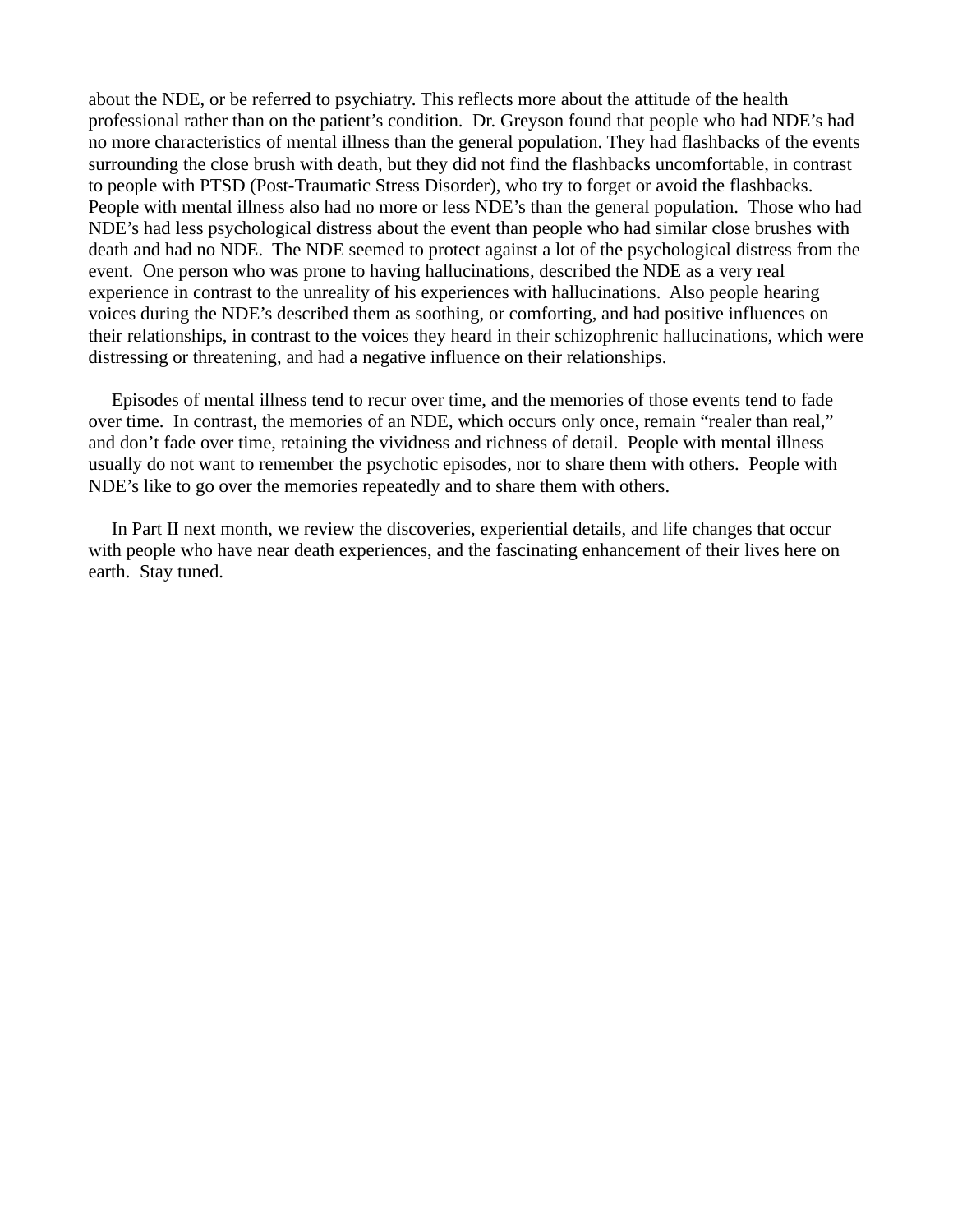about the NDE, or be referred to psychiatry. This reflects more about the attitude of the health professional rather than on the patient's condition. Dr. Greyson found that people who had NDE's had no more characteristics of mental illness than the general population. They had flashbacks of the events surrounding the close brush with death, but they did not find the flashbacks uncomfortable, in contrast to people with PTSD (Post-Traumatic Stress Disorder), who try to forget or avoid the flashbacks. People with mental illness also had no more or less NDE's than the general population. Those who had NDE's had less psychological distress about the event than people who had similar close brushes with death and had no NDE. The NDE seemed to protect against a lot of the psychological distress from the event. One person who was prone to having hallucinations, described the NDE as a very real experience in contrast to the unreality of his experiences with hallucinations. Also people hearing voices during the NDE's described them as soothing, or comforting, and had positive influences on their relationships, in contrast to the voices they heard in their schizophrenic hallucinations, which were distressing or threatening, and had a negative influence on their relationships.

Episodes of mental illness tend to recur over time, and the memories of those events tend to fade over time. In contrast, the memories of an NDE, which occurs only once, remain "realer than real," and don't fade over time, retaining the vividness and richness of detail. People with mental illness usually do not want to remember the psychotic episodes, nor to share them with others. People with NDE's like to go over the memories repeatedly and to share them with others.

In Part II next month, we review the discoveries, experiential details, and life changes that occur with people who have near death experiences, and the fascinating enhancement of their lives here on earth. Stay tuned.